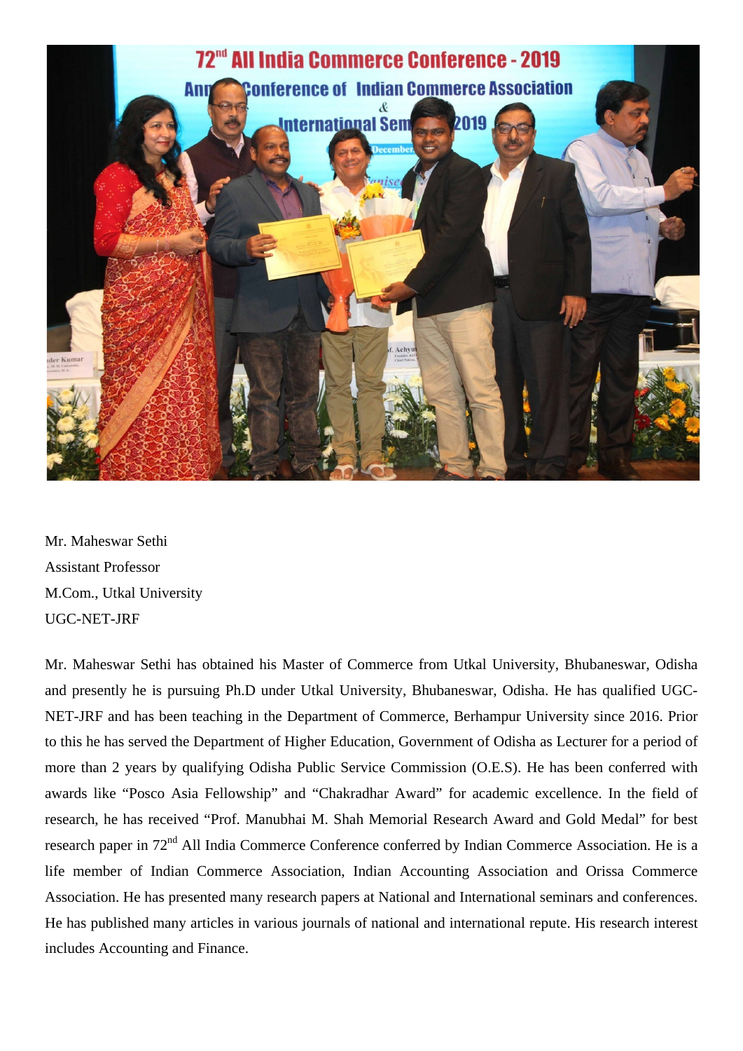Mr. Maheswar Sethi
Assistant Professor
M.Com., Utkal University
UGC-NET-JRF

Mr. Maheswar Sethi has obtained his Master of Commerce from Utkal University, Bhubaneswar, Odisha and presently he is pursuing Ph.D under Utkal University, Bhubaneswar, Odisha. He has qualified UGC-NET-JRF and has been teaching in the Department of Commerce, Berhampur University since 2016. Prior to this he has served the Department of Higher Education, Government of Odisha as Lecturer for a period of more than 2 years by qualifying Odisha Public Service Commission (O.E.S). He has been conferred with awards like "Posco Asia Fellowship" and "Chakradhar Award" for academic excellence. In the field of research, he has received "Prof. Manubhai M. Shah Memorial Research Award and Gold Medal" for best research paper in 72nd All India Commerce Conference conferred by Indian Commerce Association. He is a life member of Indian Commerce Association, Indian Accounting Association and Orissa Commerce Association. He has presented many research papers at National and International seminars and conferences. He has published many articles in various journals of national and international repute. His research interest includes Accounting and Finance.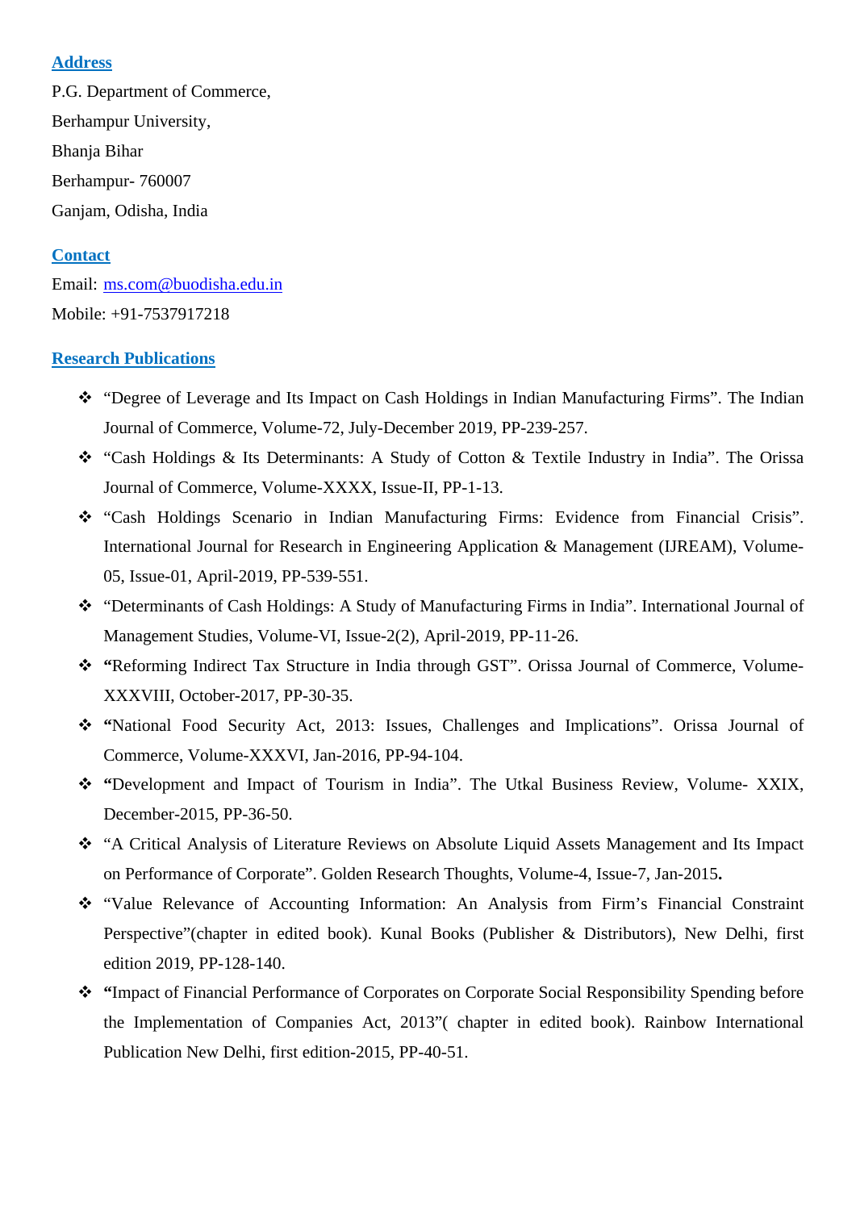## Address

P.G. Department of Commerce,

Berhampur University,

Bhanja Bihar

Berhampur- 760007

Ganjam, Odisha, India

## Contact

Email: ms.com@buodisha.edu.in

Mobile: +91-7537917218

## Research Publications

- "Degree of Leverage and Its Impact on Cash Holdings in Indian Manufacturing Firms". The Indian Journal of Commerce, Volume-72, July-December 2019, PP-239-257.
- "Cash Holdings & Its Determinants: A Study of Cotton & Textile Industry in India". The Orissa Journal of Commerce, Volume-XXXX, Issue-II, PP-1-13.
- "Cash Holdings Scenario in Indian Manufacturing Firms: Evidence from Financial Crisis". International Journal for Research in Engineering Application & Management (IJREAM), Volume-05, Issue-01, April-2019, PP-539-551.
- "Determinants of Cash Holdings: A Study of Manufacturing Firms in India". International Journal of Management Studies, Volume-VI, Issue-2(2), April-2019, PP-11-26.
- **"**Reforming Indirect Tax Structure in India through GST". Orissa Journal of Commerce, Volume-XXXVIII, October-2017, PP-30-35.
- **"**National Food Security Act, 2013: Issues, Challenges and Implications". Orissa Journal of Commerce, Volume-XXXVI, Jan-2016, PP-94-104.
- **"**Development and Impact of Tourism in India". The Utkal Business Review, Volume- XXIX, December-2015, PP-36-50.
- "A Critical Analysis of Literature Reviews on Absolute Liquid Assets Management and Its Impact on Performance of Corporate". Golden Research Thoughts, Volume-4, Issue-7, Jan-2015**.**
- "Value Relevance of Accounting Information: An Analysis from Firm's Financial Constraint Perspective"(chapter in edited book). Kunal Books (Publisher & Distributors), New Delhi, first edition 2019, PP-128-140.
- **"**Impact of Financial Performance of Corporates on Corporate Social Responsibility Spending before the Implementation of Companies Act, 2013"( chapter in edited book). Rainbow International Publication New Delhi, first edition-2015, PP-40-51.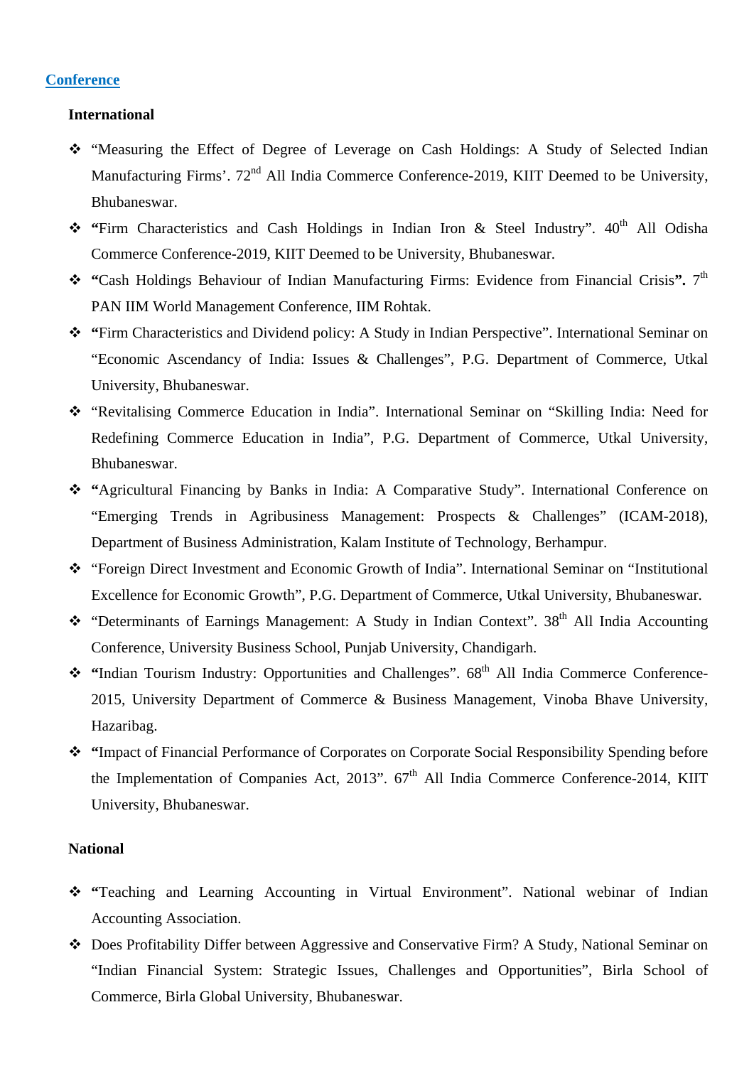## Conference

### International

- “Measuring the Effect of Degree of Leverage on Cash Holdings: A Study of Selected Indian Manufacturing Firms’. 72nd All India Commerce Conference-2019, KIIT Deemed to be University, Bhubaneswar.
- **“**Firm Characteristics and Cash Holdings in Indian Iron & Steel Industry”. 40th All Odisha Commerce Conference-2019, KIIT Deemed to be University, Bhubaneswar.
- **“**Cash Holdings Behaviour of Indian Manufacturing Firms: Evidence from Financial Crisis**”.** 7th PAN IIM World Management Conference, IIM Rohtak.
- **“**Firm Characteristics and Dividend policy: A Study in Indian Perspective”. International Seminar on “Economic Ascendancy of India: Issues & Challenges”, P.G. Department of Commerce, Utkal University, Bhubaneswar.
- “Revitalising Commerce Education in India”. International Seminar on “Skilling India: Need for Redefining Commerce Education in India”, P.G. Department of Commerce, Utkal University, Bhubaneswar.
- **“**Agricultural Financing by Banks in India: A Comparative Study”. International Conference on “Emerging Trends in Agribusiness Management: Prospects & Challenges” (ICAM-2018), Department of Business Administration, Kalam Institute of Technology, Berhampur.
- “Foreign Direct Investment and Economic Growth of India”. International Seminar on “Institutional Excellence for Economic Growth”, P.G. Department of Commerce, Utkal University, Bhubaneswar.
- “Determinants of Earnings Management: A Study in Indian Context”. 38th All India Accounting Conference, University Business School, Punjab University, Chandigarh.
- **“**Indian Tourism Industry: Opportunities and Challenges”. 68th All India Commerce Conference-2015, University Department of Commerce & Business Management, Vinoba Bhave University, Hazaribag.
- **“**Impact of Financial Performance of Corporates on Corporate Social Responsibility Spending before the Implementation of Companies Act, 2013”. 67th All India Commerce Conference-2014, KIIT University, Bhubaneswar.

### National

- **“**Teaching and Learning Accounting in Virtual Environment”. National webinar of Indian Accounting Association.
- Does Profitability Differ between Aggressive and Conservative Firm? A Study, National Seminar on “Indian Financial System: Strategic Issues, Challenges and Opportunities”, Birla School of Commerce, Birla Global University, Bhubaneswar.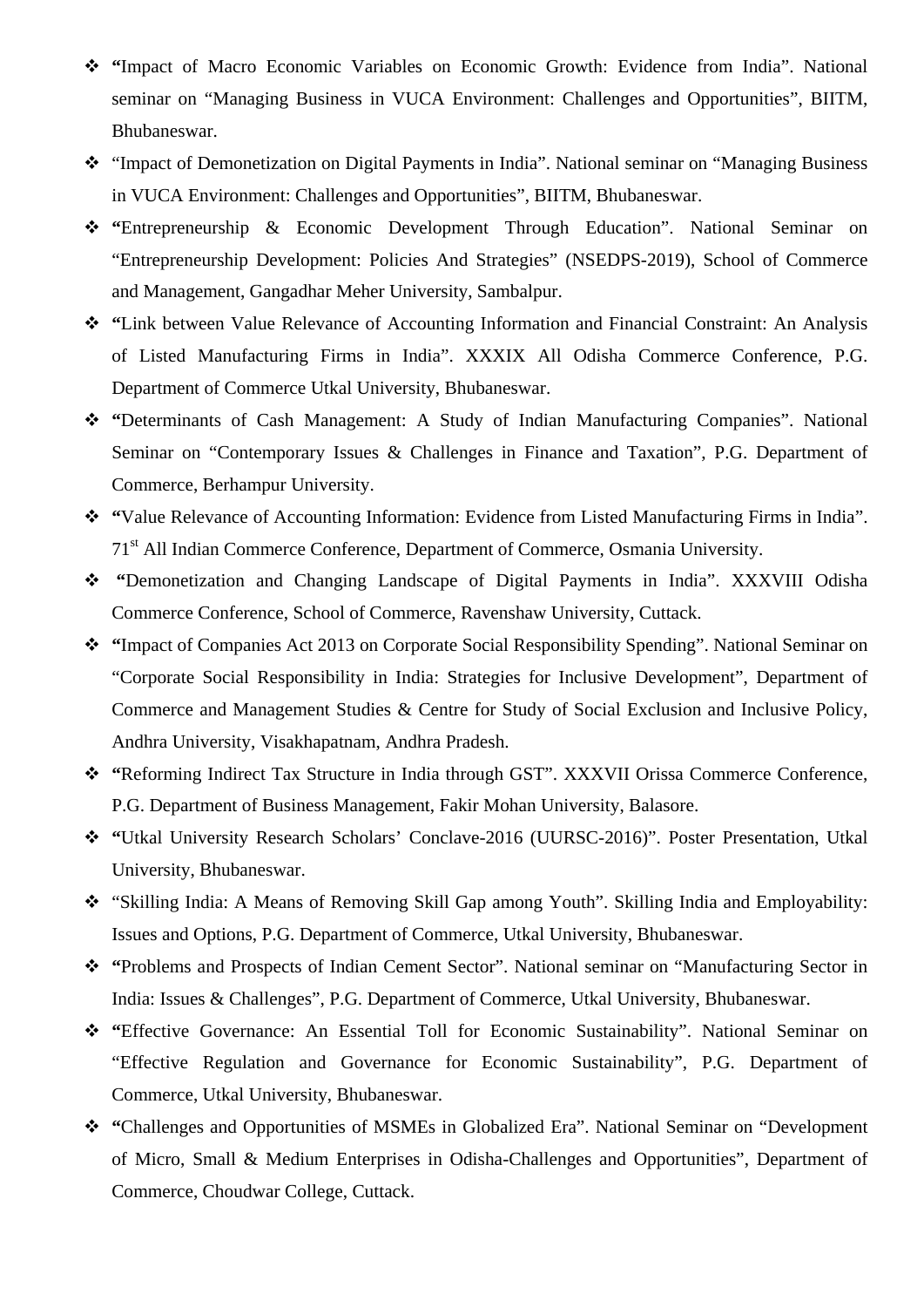- "Impact of Macro Economic Variables on Economic Growth: Evidence from India". National seminar on "Managing Business in VUCA Environment: Challenges and Opportunities", BIITM, Bhubaneswar.
- "Impact of Demonetization on Digital Payments in India". National seminar on "Managing Business in VUCA Environment: Challenges and Opportunities", BIITM, Bhubaneswar.
- "Entrepreneurship & Economic Development Through Education". National Seminar on "Entrepreneurship Development: Policies And Strategies" (NSEDPS-2019), School of Commerce and Management, Gangadhar Meher University, Sambalpur.
- "Link between Value Relevance of Accounting Information and Financial Constraint: An Analysis of Listed Manufacturing Firms in India". XXXIX All Odisha Commerce Conference, P.G. Department of Commerce Utkal University, Bhubaneswar.
- "Determinants of Cash Management: A Study of Indian Manufacturing Companies". National Seminar on "Contemporary Issues & Challenges in Finance and Taxation", P.G. Department of Commerce, Berhampur University.
- "Value Relevance of Accounting Information: Evidence from Listed Manufacturing Firms in India". 71st All Indian Commerce Conference, Department of Commerce, Osmania University.
- "Demonetization and Changing Landscape of Digital Payments in India". XXXVIII Odisha Commerce Conference, School of Commerce, Ravenshaw University, Cuttack.
- "Impact of Companies Act 2013 on Corporate Social Responsibility Spending". National Seminar on "Corporate Social Responsibility in India: Strategies for Inclusive Development", Department of Commerce and Management Studies & Centre for Study of Social Exclusion and Inclusive Policy, Andhra University, Visakhapatnam, Andhra Pradesh.
- "Reforming Indirect Tax Structure in India through GST". XXXVII Orissa Commerce Conference, P.G. Department of Business Management, Fakir Mohan University, Balasore.
- "Utkal University Research Scholars' Conclave-2016 (UURSC-2016)". Poster Presentation, Utkal University, Bhubaneswar.
- "Skilling India: A Means of Removing Skill Gap among Youth". Skilling India and Employability: Issues and Options, P.G. Department of Commerce, Utkal University, Bhubaneswar.
- "Problems and Prospects of Indian Cement Sector". National seminar on "Manufacturing Sector in India: Issues & Challenges", P.G. Department of Commerce, Utkal University, Bhubaneswar.
- "Effective Governance: An Essential Toll for Economic Sustainability". National Seminar on "Effective Regulation and Governance for Economic Sustainability", P.G. Department of Commerce, Utkal University, Bhubaneswar.
- "Challenges and Opportunities of MSMEs in Globalized Era". National Seminar on "Development of Micro, Small & Medium Enterprises in Odisha-Challenges and Opportunities", Department of Commerce, Choudwar College, Cuttack.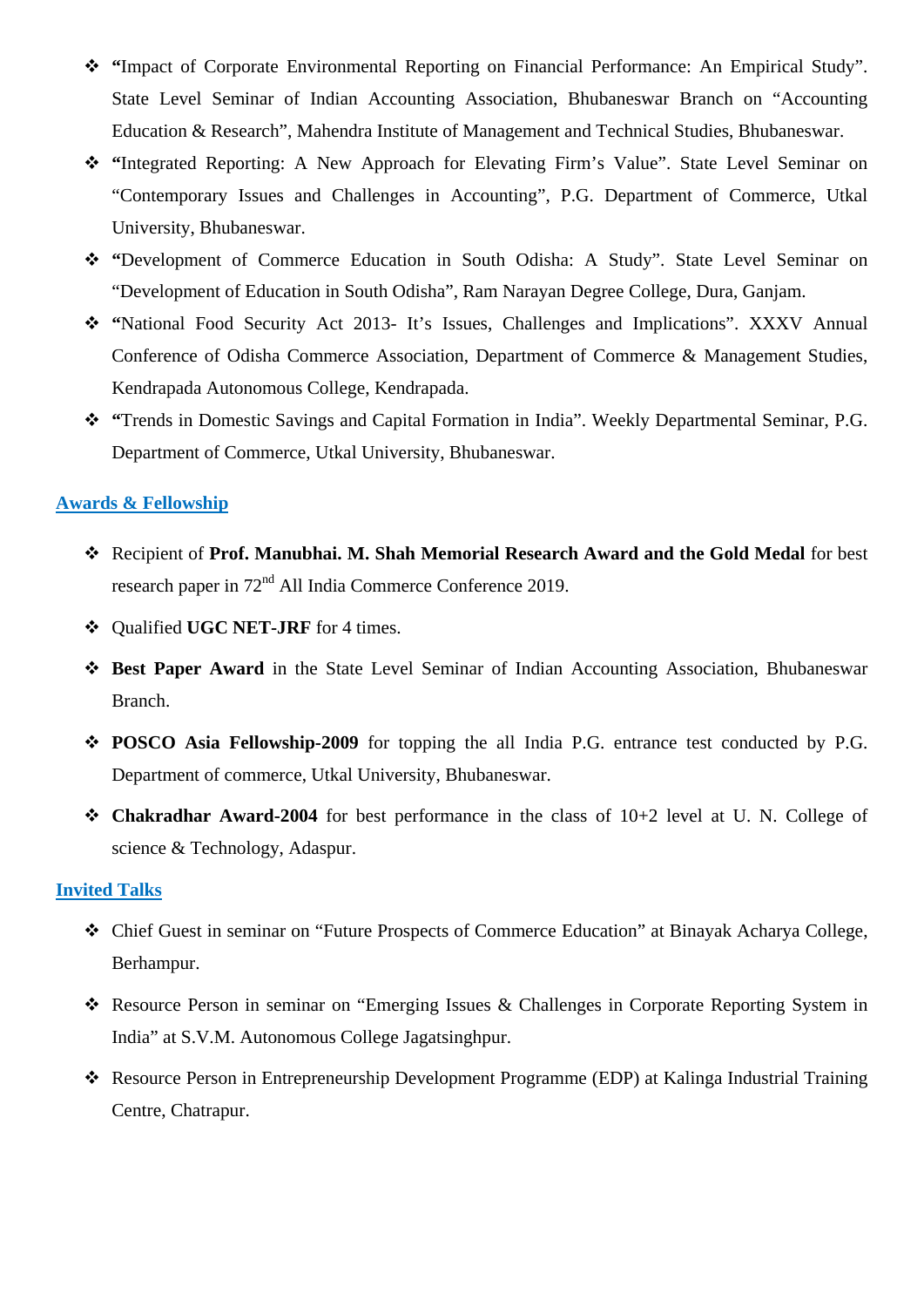- **"**Impact of Corporate Environmental Reporting on Financial Performance: An Empirical Study". State Level Seminar of Indian Accounting Association, Bhubaneswar Branch on "Accounting Education & Research", Mahendra Institute of Management and Technical Studies, Bhubaneswar.
- **"**Integrated Reporting: A New Approach for Elevating Firm's Value". State Level Seminar on "Contemporary Issues and Challenges in Accounting", P.G. Department of Commerce, Utkal University, Bhubaneswar.
- **"**Development of Commerce Education in South Odisha: A Study". State Level Seminar on "Development of Education in South Odisha", Ram Narayan Degree College, Dura, Ganjam.
- **"**National Food Security Act 2013- It's Issues, Challenges and Implications". XXXV Annual Conference of Odisha Commerce Association, Department of Commerce & Management Studies, Kendrapada Autonomous College, Kendrapada.
- **"**Trends in Domestic Savings and Capital Formation in India". Weekly Departmental Seminar, P.G. Department of Commerce, Utkal University, Bhubaneswar.

## Awards & Fellowship

- Recipient of **Prof. Manubhai. M. Shah Memorial Research Award and the Gold Medal** for best research paper in 72nd All India Commerce Conference 2019.
- Qualified **UGC NET-JRF** for 4 times.
- **Best Paper Award** in the State Level Seminar of Indian Accounting Association, Bhubaneswar Branch.
- **POSCO Asia Fellowship-2009** for topping the all India P.G. entrance test conducted by P.G. Department of commerce, Utkal University, Bhubaneswar.
- **Chakradhar Award-2004** for best performance in the class of 10+2 level at U. N. College of science & Technology, Adaspur.

## Invited Talks

- Chief Guest in seminar on "Future Prospects of Commerce Education" at Binayak Acharya College, Berhampur.
- Resource Person in seminar on "Emerging Issues & Challenges in Corporate Reporting System in India" at S.V.M. Autonomous College Jagatsinghpur.
- Resource Person in Entrepreneurship Development Programme (EDP) at Kalinga Industrial Training Centre, Chatrapur.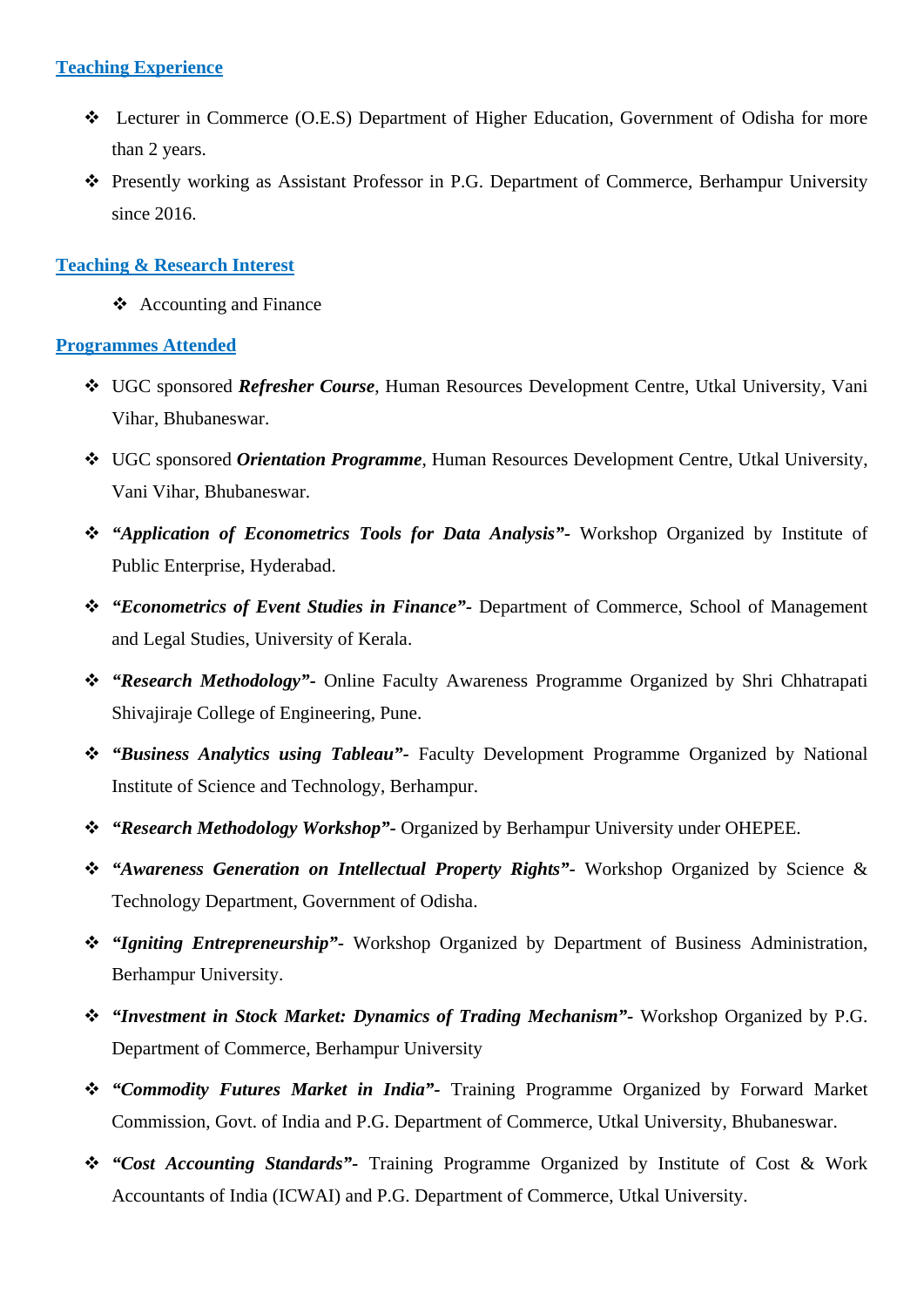## Teaching Experience

- Lecturer in Commerce (O.E.S) Department of Higher Education, Government of Odisha for more than 2 years.
- Presently working as Assistant Professor in P.G. Department of Commerce, Berhampur University since 2016.

## Teaching & Research Interest

- Accounting and Finance

## Programmes Attended

- UGC sponsored ***Refresher Course***, Human Resources Development Centre, Utkal University, Vani Vihar, Bhubaneswar.
- UGC sponsored ***Orientation Programme***, Human Resources Development Centre, Utkal University, Vani Vihar, Bhubaneswar.
- ***"Application of Econometrics Tools for Data Analysis"-*** Workshop Organized by Institute of Public Enterprise, Hyderabad.
- ***"Econometrics of Event Studies in Finance"-*** Department of Commerce, School of Management and Legal Studies, University of Kerala.
- ***"Research Methodology"-*** Online Faculty Awareness Programme Organized by Shri Chhatrapati Shivajiraje College of Engineering, Pune.
- ***"Business Analytics using Tableau"-*** Faculty Development Programme Organized by National Institute of Science and Technology, Berhampur.
- ***"Research Methodology Workshop"-*** Organized by Berhampur University under OHEPEE.
- ***"Awareness Generation on Intellectual Property Rights"-*** Workshop Organized by Science & Technology Department, Government of Odisha.
- ***"Igniting Entrepreneurship"-*** Workshop Organized by Department of Business Administration, Berhampur University.
- ***"Investment in Stock Market: Dynamics of Trading Mechanism"-*** Workshop Organized by P.G. Department of Commerce, Berhampur University
- ***"Commodity Futures Market in India"-*** Training Programme Organized by Forward Market Commission, Govt. of India and P.G. Department of Commerce, Utkal University, Bhubaneswar.
- ***"Cost Accounting Standards"-*** Training Programme Organized by Institute of Cost & Work Accountants of India (ICWAI) and P.G. Department of Commerce, Utkal University.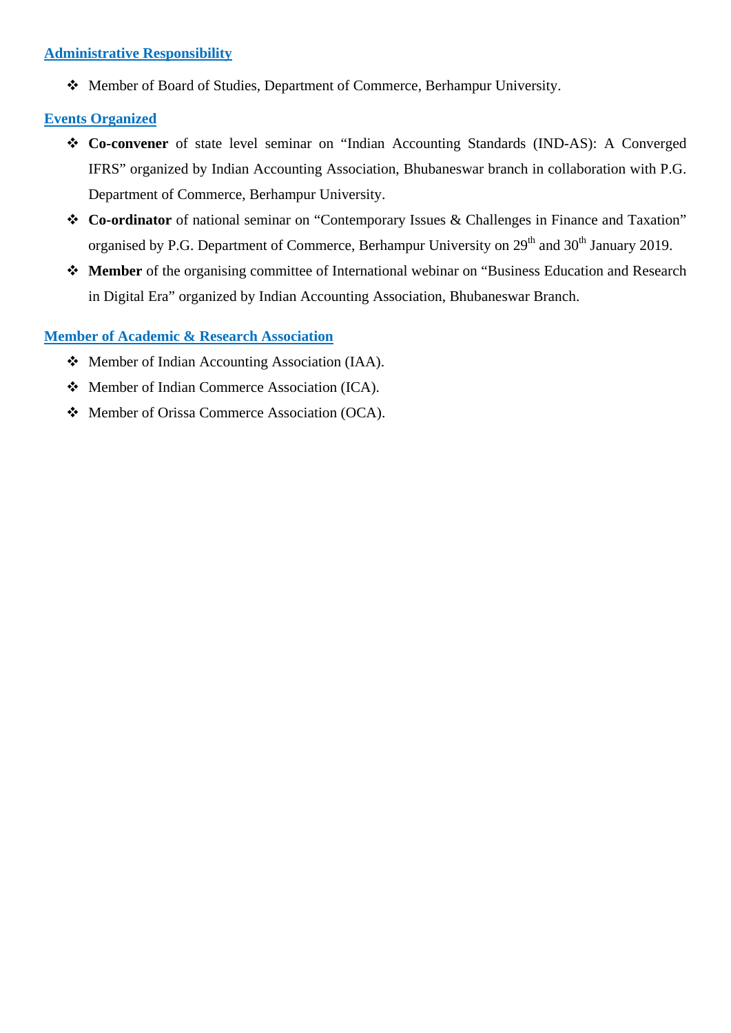## Administrative Responsibility

- Member of Board of Studies, Department of Commerce, Berhampur University.

## Events Organized

- **Co-convener** of state level seminar on "Indian Accounting Standards (IND-AS): A Converged IFRS" organized by Indian Accounting Association, Bhubaneswar branch in collaboration with P.G. Department of Commerce, Berhampur University.
- **Co-ordinator** of national seminar on "Contemporary Issues & Challenges in Finance and Taxation" organised by P.G. Department of Commerce, Berhampur University on 29th and 30th January 2019.
- **Member** of the organising committee of International webinar on "Business Education and Research in Digital Era" organized by Indian Accounting Association, Bhubaneswar Branch.

## Member of Academic & Research Association

- Member of Indian Accounting Association (IAA).
- Member of Indian Commerce Association (ICA).
- Member of Orissa Commerce Association (OCA).